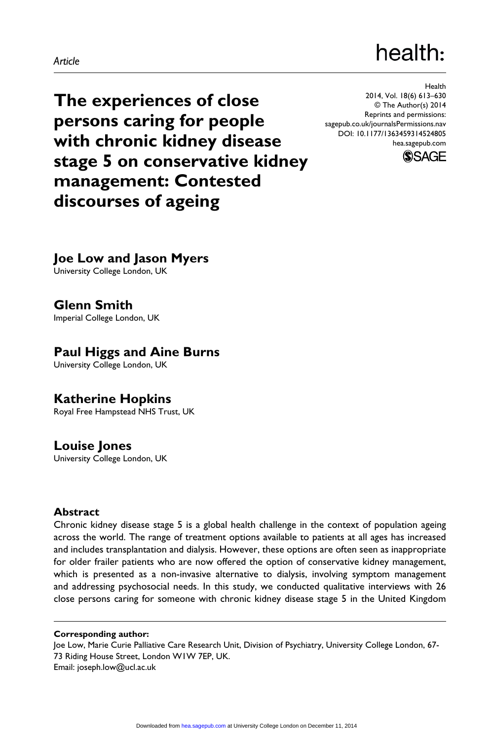*Article*

# The experiences of close persons caring for people with chronic kidney disease stage 5 on conservative kidney management: Contested discourses of ageing

**Joe Low and Jason Myers**
University College London, UK

**Glenn Smith**
Imperial College London, UK

**Paul Higgs and Aine Burns**
University College London, UK

**Katherine Hopkins**
Royal Free Hampstead NHS Trust, UK

**Louise Jones**
University College London, UK

## Abstract

Chronic kidney disease stage 5 is a global health challenge in the context of population ageing across the world. The range of treatment options available to patients at all ages has increased and includes transplantation and dialysis. However, these options are often seen as inappropriate for older frailer patients who are now offered the option of conservative kidney management, which is presented as a non-invasive alternative to dialysis, involving symptom management and addressing psychosocial needs. In this study, we conducted qualitative interviews with 26 close persons caring for someone with chronic kidney disease stage 5 in the United Kingdom

**Corresponding author:**
Joe Low, Marie Curie Palliative Care Research Unit, Division of Psychiatry, University College London, 67-73 Riding House Street, London W1W 7EP, UK.
Email: joseph.low@ucl.ac.uk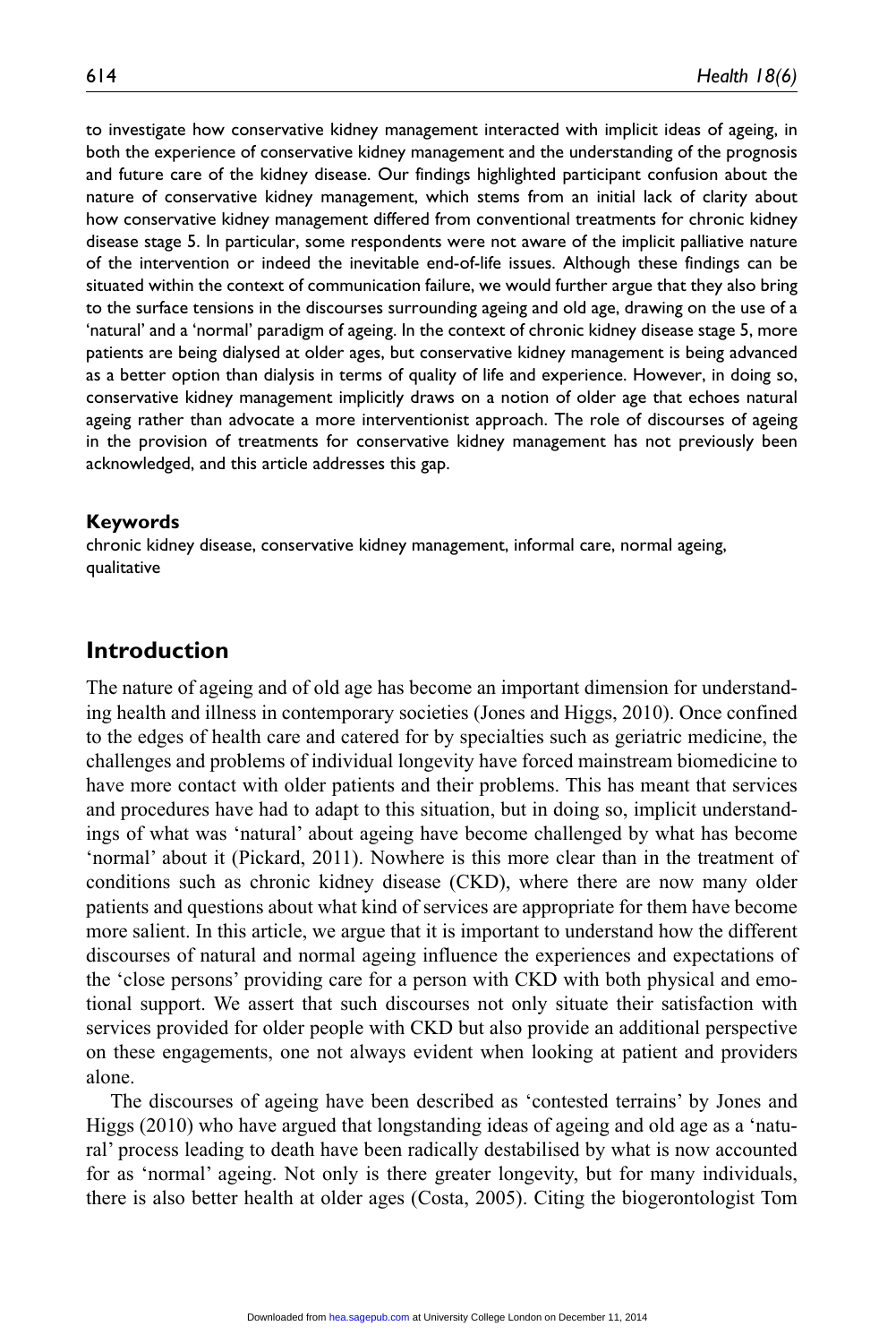to investigate how conservative kidney management interacted with implicit ideas of ageing, in both the experience of conservative kidney management and the understanding of the prognosis and future care of the kidney disease. Our findings highlighted participant confusion about the nature of conservative kidney management, which stems from an initial lack of clarity about how conservative kidney management differed from conventional treatments for chronic kidney disease stage 5. In particular, some respondents were not aware of the implicit palliative nature of the intervention or indeed the inevitable end-of-life issues. Although these findings can be situated within the context of communication failure, we would further argue that they also bring to the surface tensions in the discourses surrounding ageing and old age, drawing on the use of a 'natural' and a 'normal' paradigm of ageing. In the context of chronic kidney disease stage 5, more patients are being dialysed at older ages, but conservative kidney management is being advanced as a better option than dialysis in terms of quality of life and experience. However, in doing so, conservative kidney management implicitly draws on a notion of older age that echoes natural ageing rather than advocate a more interventionist approach. The role of discourses of ageing in the provision of treatments for conservative kidney management has not previously been acknowledged, and this article addresses this gap.

#### Keywords

chronic kidney disease, conservative kidney management, informal care, normal ageing, qualitative

## Introduction

The nature of ageing and of old age has become an important dimension for understanding health and illness in contemporary societies (Jones and Higgs, 2010). Once confined to the edges of health care and catered for by specialties such as geriatric medicine, the challenges and problems of individual longevity have forced mainstream biomedicine to have more contact with older patients and their problems. This has meant that services and procedures have had to adapt to this situation, but in doing so, implicit understandings of what was 'natural' about ageing have become challenged by what has become 'normal' about it (Pickard, 2011). Nowhere is this more clear than in the treatment of conditions such as chronic kidney disease (CKD), where there are now many older patients and questions about what kind of services are appropriate for them have become more salient. In this article, we argue that it is important to understand how the different discourses of natural and normal ageing influence the experiences and expectations of the 'close persons' providing care for a person with CKD with both physical and emotional support. We assert that such discourses not only situate their satisfaction with services provided for older people with CKD but also provide an additional perspective on these engagements, one not always evident when looking at patient and providers alone.

The discourses of ageing have been described as 'contested terrains' by Jones and Higgs (2010) who have argued that longstanding ideas of ageing and old age as a 'natural' process leading to death have been radically destabilised by what is now accounted for as 'normal' ageing. Not only is there greater longevity, but for many individuals, there is also better health at older ages (Costa, 2005). Citing the biogerontologist Tom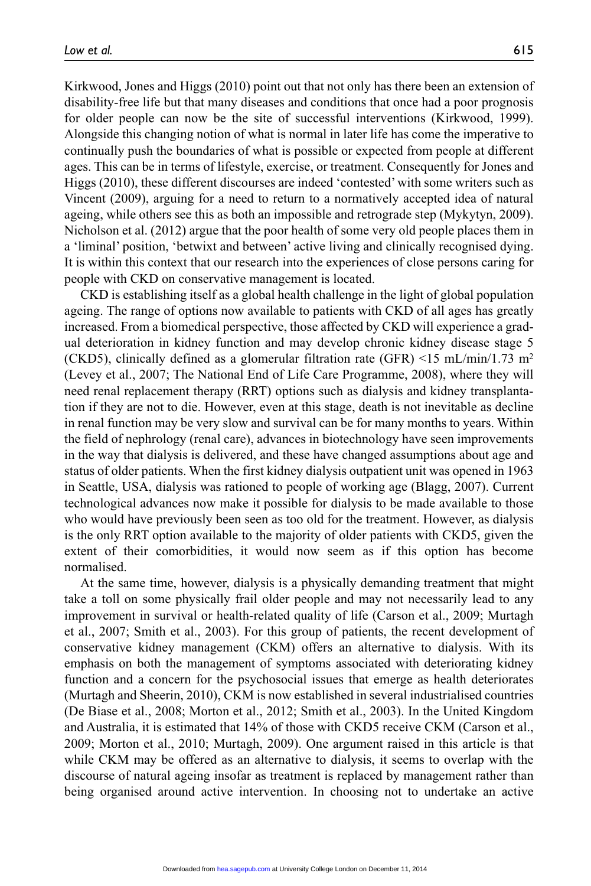Kirkwood, Jones and Higgs (2010) point out that not only has there been an extension of disability-free life but that many diseases and conditions that once had a poor prognosis for older people can now be the site of successful interventions (Kirkwood, 1999). Alongside this changing notion of what is normal in later life has come the imperative to continually push the boundaries of what is possible or expected from people at different ages. This can be in terms of lifestyle, exercise, or treatment. Consequently for Jones and Higgs (2010), these different discourses are indeed 'contested' with some writers such as Vincent (2009), arguing for a need to return to a normatively accepted idea of natural ageing, while others see this as both an impossible and retrograde step (Mykytyn, 2009). Nicholson et al. (2012) argue that the poor health of some very old people places them in a 'liminal' position, 'betwixt and between' active living and clinically recognised dying. It is within this context that our research into the experiences of close persons caring for people with CKD on conservative management is located.

CKD is establishing itself as a global health challenge in the light of global population ageing. The range of options now available to patients with CKD of all ages has greatly increased. From a biomedical perspective, those affected by CKD will experience a gradual deterioration in kidney function and may develop chronic kidney disease stage 5 (CKD5), clinically defined as a glomerular filtration rate (GFR) $<15$ mL/min/1.73 m$^2$ (Levey et al., 2007; The National End of Life Care Programme, 2008), where they will need renal replacement therapy (RRT) options such as dialysis and kidney transplantation if they are not to die. However, even at this stage, death is not inevitable as decline in renal function may be very slow and survival can be for many months to years. Within the field of nephrology (renal care), advances in biotechnology have seen improvements in the way that dialysis is delivered, and these have changed assumptions about age and status of older patients. When the first kidney dialysis outpatient unit was opened in 1963 in Seattle, USA, dialysis was rationed to people of working age (Blagg, 2007). Current technological advances now make it possible for dialysis to be made available to those who would have previously been seen as too old for the treatment. However, as dialysis is the only RRT option available to the majority of older patients with CKD5, given the extent of their comorbidities, it would now seem as if this option has become normalised.

At the same time, however, dialysis is a physically demanding treatment that might take a toll on some physically frail older people and may not necessarily lead to any improvement in survival or health-related quality of life (Carson et al., 2009; Murtagh et al., 2007; Smith et al., 2003). For this group of patients, the recent development of conservative kidney management (CKM) offers an alternative to dialysis. With its emphasis on both the management of symptoms associated with deteriorating kidney function and a concern for the psychosocial issues that emerge as health deteriorates (Murtagh and Sheerin, 2010), CKM is now established in several industrialised countries (De Biase et al., 2008; Morton et al., 2012; Smith et al., 2003). In the United Kingdom and Australia, it is estimated that 14% of those with CKD5 receive CKM (Carson et al., 2009; Morton et al., 2010; Murtagh, 2009). One argument raised in this article is that while CKM may be offered as an alternative to dialysis, it seems to overlap with the discourse of natural ageing insofar as treatment is replaced by management rather than being organised around active intervention. In choosing not to undertake an active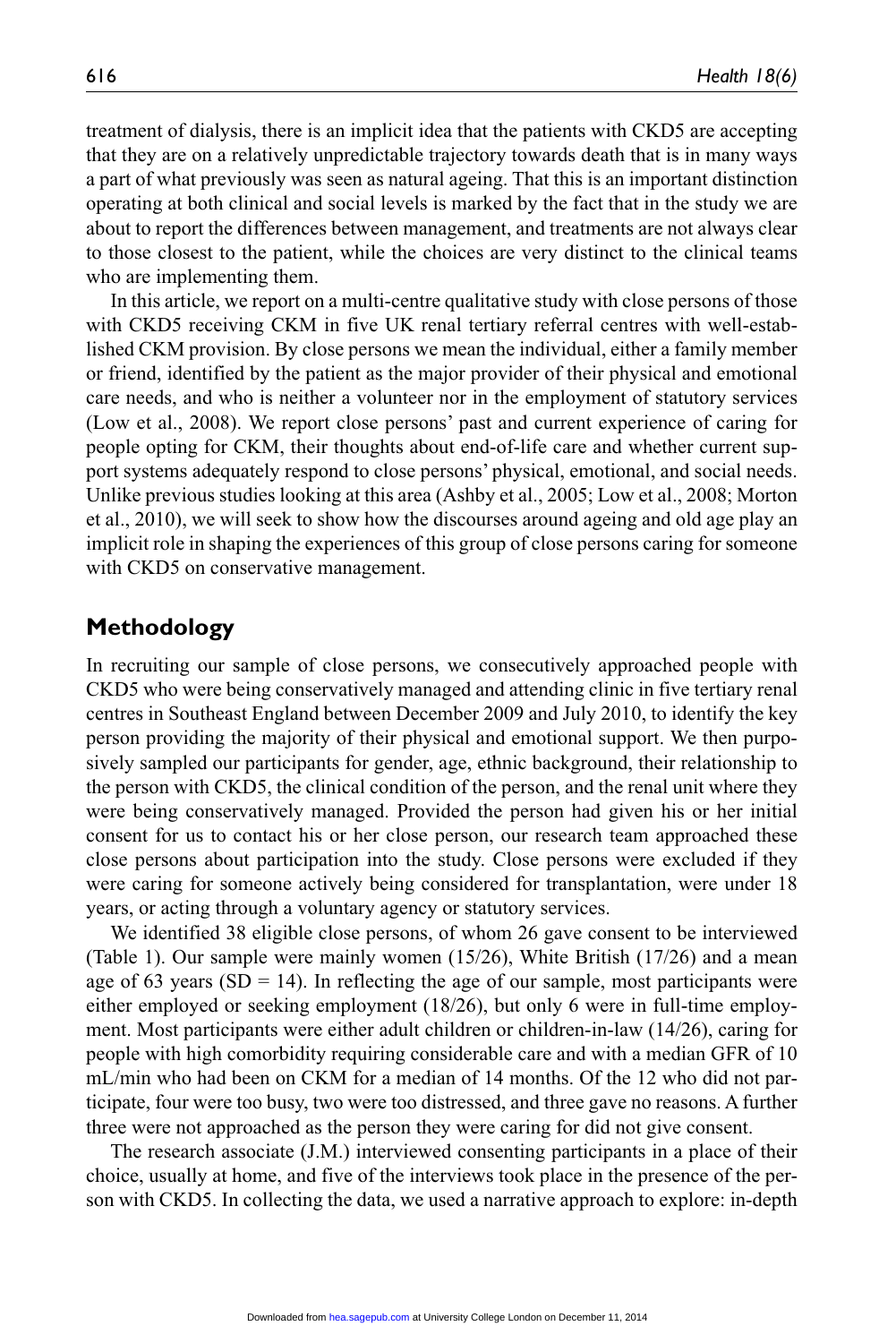treatment of dialysis, there is an implicit idea that the patients with CKD5 are accepting that they are on a relatively unpredictable trajectory towards death that is in many ways a part of what previously was seen as natural ageing. That this is an important distinction operating at both clinical and social levels is marked by the fact that in the study we are about to report the differences between management, and treatments are not always clear to those closest to the patient, while the choices are very distinct to the clinical teams who are implementing them.

In this article, we report on a multi-centre qualitative study with close persons of those with CKD5 receiving CKM in five UK renal tertiary referral centres with well-established CKM provision. By close persons we mean the individual, either a family member or friend, identified by the patient as the major provider of their physical and emotional care needs, and who is neither a volunteer nor in the employment of statutory services (Low et al., 2008). We report close persons' past and current experience of caring for people opting for CKM, their thoughts about end-of-life care and whether current support systems adequately respond to close persons' physical, emotional, and social needs. Unlike previous studies looking at this area (Ashby et al., 2005; Low et al., 2008; Morton et al., 2010), we will seek to show how the discourses around ageing and old age play an implicit role in shaping the experiences of this group of close persons caring for someone with CKD5 on conservative management.

## Methodology

In recruiting our sample of close persons, we consecutively approached people with CKD5 who were being conservatively managed and attending clinic in five tertiary renal centres in Southeast England between December 2009 and July 2010, to identify the key person providing the majority of their physical and emotional support. We then purposively sampled our participants for gender, age, ethnic background, their relationship to the person with CKD5, the clinical condition of the person, and the renal unit where they were being conservatively managed. Provided the person had given his or her initial consent for us to contact his or her close person, our research team approached these close persons about participation into the study. Close persons were excluded if they were caring for someone actively being considered for transplantation, were under 18 years, or acting through a voluntary agency or statutory services.

We identified 38 eligible close persons, of whom 26 gave consent to be interviewed (Table 1). Our sample were mainly women (15/26), White British (17/26) and a mean age of 63 years (SD = 14). In reflecting the age of our sample, most participants were either employed or seeking employment (18/26), but only 6 were in full-time employment. Most participants were either adult children or children-in-law (14/26), caring for people with high comorbidity requiring considerable care and with a median GFR of 10 mL/min who had been on CKM for a median of 14 months. Of the 12 who did not participate, four were too busy, two were too distressed, and three gave no reasons. A further three were not approached as the person they were caring for did not give consent.

The research associate (J.M.) interviewed consenting participants in a place of their choice, usually at home, and five of the interviews took place in the presence of the person with CKD5. In collecting the data, we used a narrative approach to explore: in-depth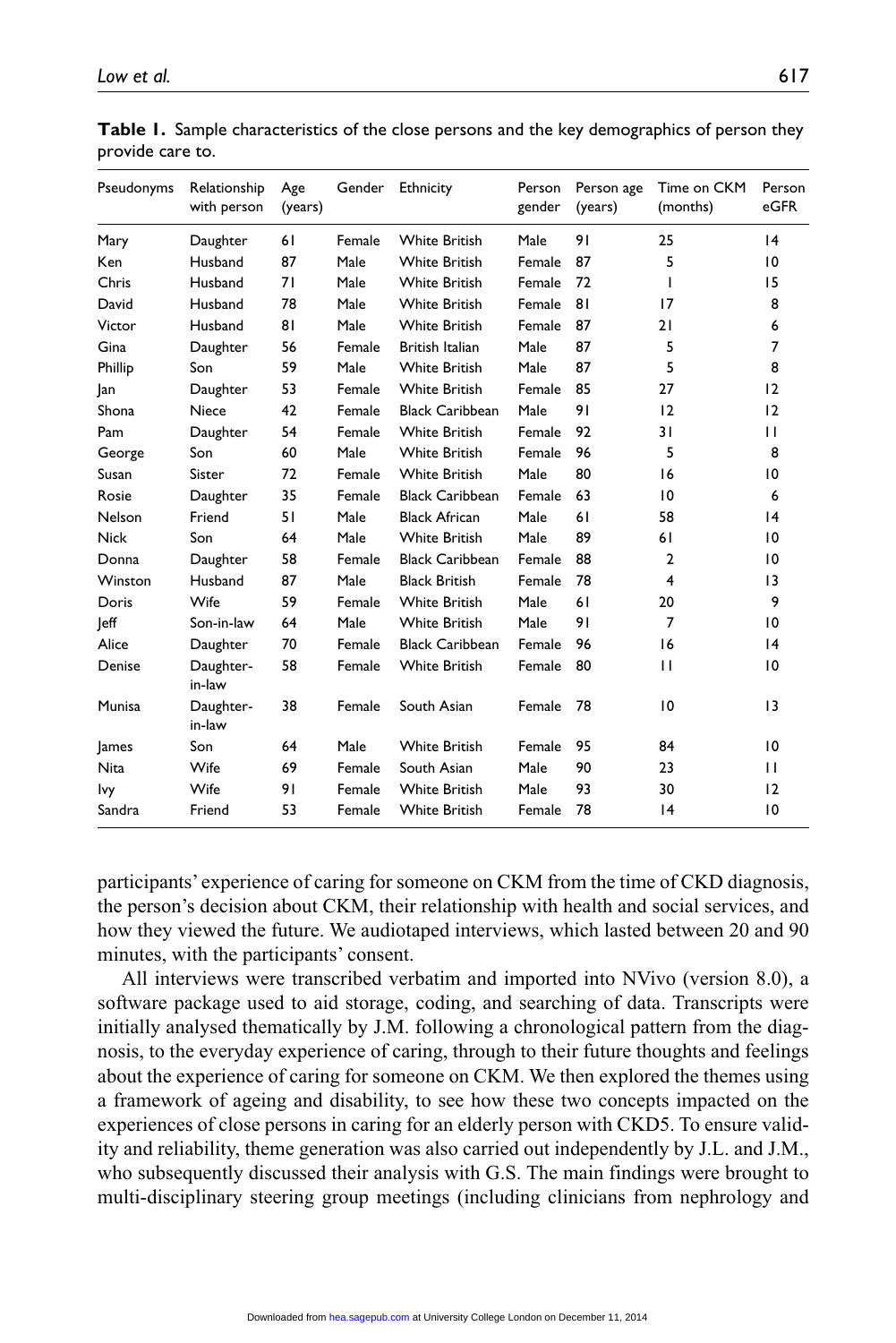**Table 1.** Sample characteristics of the close persons and the key demographics of person they provide care to.

| Pseudonyms | Relationship with person | Age (years) | Gender | Ethnicity | Person gender | Person age (years) | Time on CKM (months) | Person eGFR |
|---|---|---|---|---|---|---|---|---|
| Mary | Daughter | 61 | Female | White British | Male | 91 | 25 | 14 |
| Ken | Husband | 87 | Male | White British | Female | 87 | 5 | 10 |
| Chris | Husband | 71 | Male | White British | Female | 72 | 1 | 15 |
| David | Husband | 78 | Male | White British | Female | 81 | 17 | 8 |
| Victor | Husband | 81 | Male | White British | Female | 87 | 21 | 6 |
| Gina | Daughter | 56 | Female | British Italian | Male | 87 | 5 | 7 |
| Phillip | Son | 59 | Male | White British | Male | 87 | 5 | 8 |
| Jan | Daughter | 53 | Female | White British | Female | 85 | 27 | 12 |
| Shona | Niece | 42 | Female | Black Caribbean | Male | 91 | 12 | 12 |
| Pam | Daughter | 54 | Female | White British | Female | 92 | 31 | 11 |
| George | Son | 60 | Male | White British | Female | 96 | 5 | 8 |
| Susan | Sister | 72 | Female | White British | Male | 80 | 16 | 10 |
| Rosie | Daughter | 35 | Female | Black Caribbean | Female | 63 | 10 | 6 |
| Nelson | Friend | 51 | Male | Black African | Male | 61 | 58 | 14 |
| Nick | Son | 64 | Male | White British | Male | 89 | 61 | 10 |
| Donna | Daughter | 58 | Female | Black Caribbean | Female | 88 | 2 | 10 |
| Winston | Husband | 87 | Male | Black British | Female | 78 | 4 | 13 |
| Doris | Wife | 59 | Female | White British | Male | 61 | 20 | 9 |
| Jeff | Son-in-law | 64 | Male | White British | Male | 91 | 7 | 10 |
| Alice | Daughter | 70 | Female | Black Caribbean | Female | 96 | 16 | 14 |
| Denise | Daughter-in-law | 58 | Female | White British | Female | 80 | 11 | 10 |
| Munisa | Daughter-in-law | 38 | Female | South Asian | Female | 78 | 10 | 13 |
| James | Son | 64 | Male | White British | Female | 95 | 84 | 10 |
| Nita | Wife | 69 | Female | South Asian | Male | 90 | 23 | 11 |
| Ivy | Wife | 91 | Female | White British | Male | 93 | 30 | 12 |
| Sandra | Friend | 53 | Female | White British | Female | 78 | 14 | 10 |

participants' experience of caring for someone on CKM from the time of CKD diagnosis, the person's decision about CKM, their relationship with health and social services, and how they viewed the future. We audiotaped interviews, which lasted between 20 and 90 minutes, with the participants' consent.

All interviews were transcribed verbatim and imported into NVivo (version 8.0), a software package used to aid storage, coding, and searching of data. Transcripts were initially analysed thematically by J.M. following a chronological pattern from the diagnosis, to the everyday experience of caring, through to their future thoughts and feelings about the experience of caring for someone on CKM. We then explored the themes using a framework of ageing and disability, to see how these two concepts impacted on the experiences of close persons in caring for an elderly person with CKD5. To ensure validity and reliability, theme generation was also carried out independently by J.L. and J.M., who subsequently discussed their analysis with G.S. The main findings were brought to multi-disciplinary steering group meetings (including clinicians from nephrology and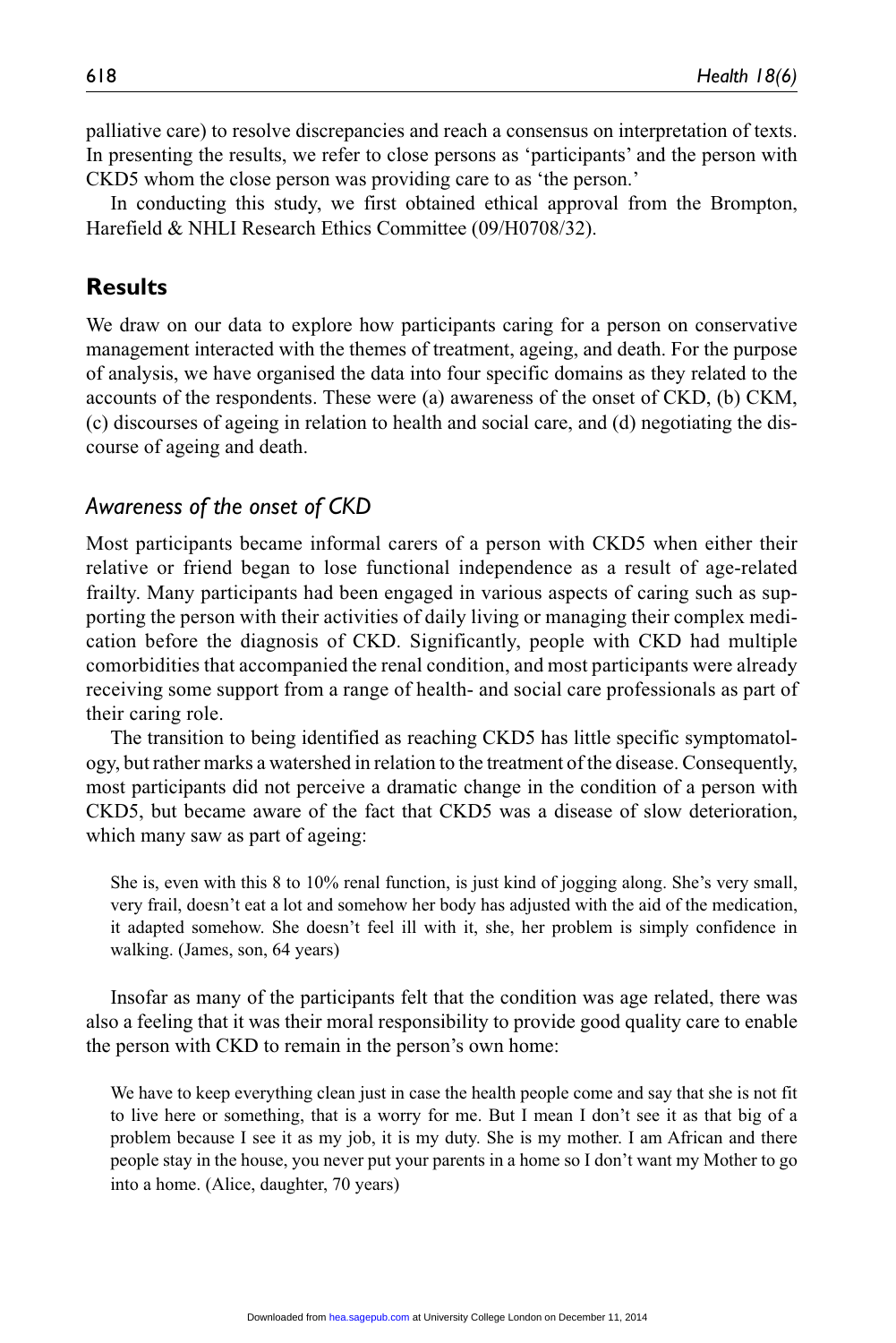palliative care) to resolve discrepancies and reach a consensus on interpretation of texts. In presenting the results, we refer to close persons as 'participants' and the person with CKD5 whom the close person was providing care to as 'the person.'

In conducting this study, we first obtained ethical approval from the Brompton, Harefield & NHLI Research Ethics Committee (09/H0708/32).

## Results

We draw on our data to explore how participants caring for a person on conservative management interacted with the themes of treatment, ageing, and death. For the purpose of analysis, we have organised the data into four specific domains as they related to the accounts of the respondents. These were (a) awareness of the onset of CKD, (b) CKM, (c) discourses of ageing in relation to health and social care, and (d) negotiating the discourse of ageing and death.

### *Awareness of the onset of CKD*

Most participants became informal carers of a person with CKD5 when either their relative or friend began to lose functional independence as a result of age-related frailty. Many participants had been engaged in various aspects of caring such as supporting the person with their activities of daily living or managing their complex medication before the diagnosis of CKD. Significantly, people with CKD had multiple comorbidities that accompanied the renal condition, and most participants were already receiving some support from a range of health- and social care professionals as part of their caring role.

The transition to being identified as reaching CKD5 has little specific symptomatology, but rather marks a watershed in relation to the treatment of the disease. Consequently, most participants did not perceive a dramatic change in the condition of a person with CKD5, but became aware of the fact that CKD5 was a disease of slow deterioration, which many saw as part of ageing:

> She is, even with this 8 to 10% renal function, is just kind of jogging along. She's very small, very frail, doesn't eat a lot and somehow her body has adjusted with the aid of the medication, it adapted somehow. She doesn't feel ill with it, she, her problem is simply confidence in walking. (James, son, 64 years)

Insofar as many of the participants felt that the condition was age related, there was also a feeling that it was their moral responsibility to provide good quality care to enable the person with CKD to remain in the person's own home:

> We have to keep everything clean just in case the health people come and say that she is not fit to live here or something, that is a worry for me. But I mean I don't see it as that big of a problem because I see it as my job, it is my duty. She is my mother. I am African and there people stay in the house, you never put your parents in a home so I don't want my Mother to go into a home. (Alice, daughter, 70 years)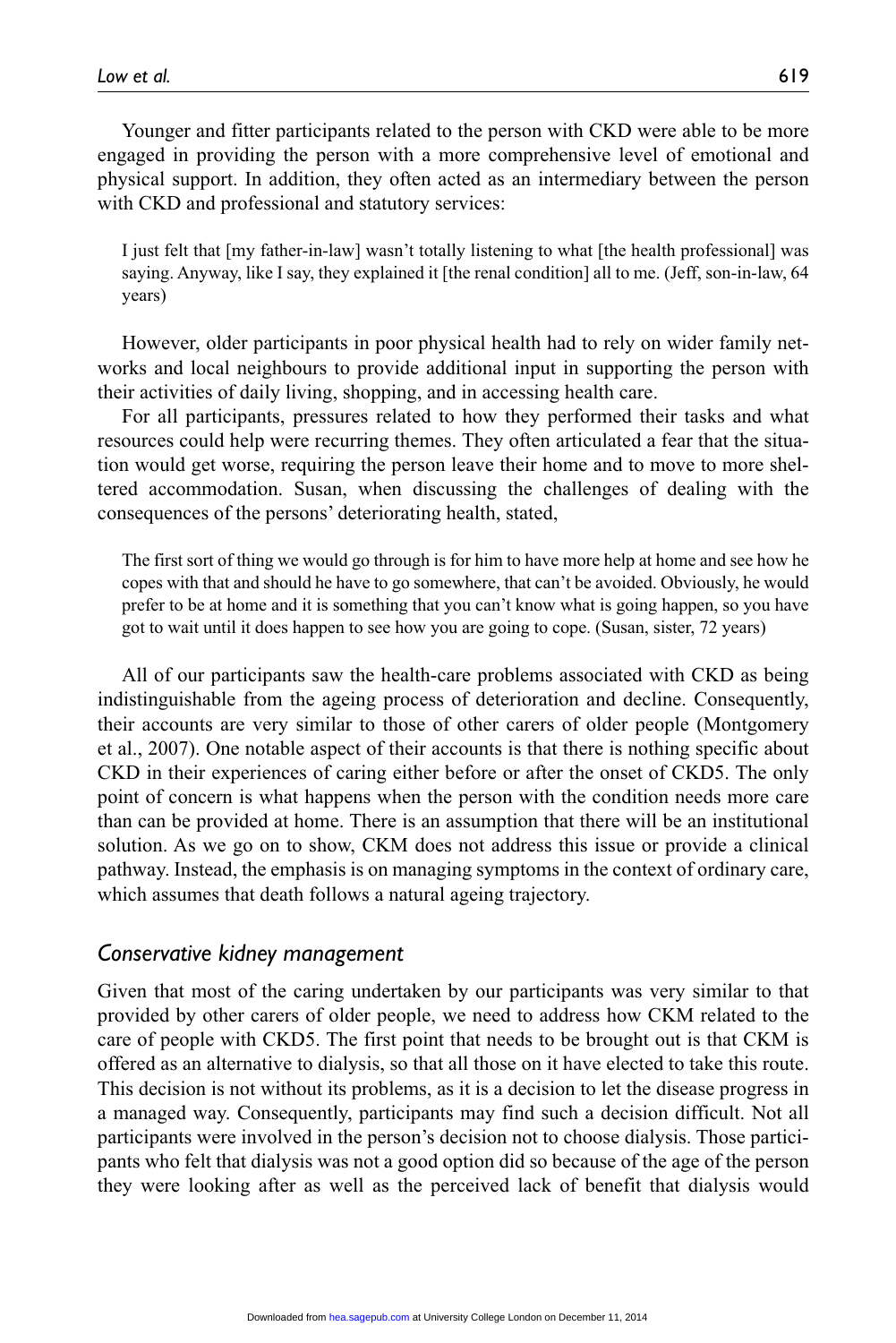Younger and fitter participants related to the person with CKD were able to be more engaged in providing the person with a more comprehensive level of emotional and physical support. In addition, they often acted as an intermediary between the person with CKD and professional and statutory services:

> I just felt that [my father-in-law] wasn't totally listening to what [the health professional] was saying. Anyway, like I say, they explained it [the renal condition] all to me. (Jeff, son-in-law, 64 years)

However, older participants in poor physical health had to rely on wider family networks and local neighbours to provide additional input in supporting the person with their activities of daily living, shopping, and in accessing health care.

For all participants, pressures related to how they performed their tasks and what resources could help were recurring themes. They often articulated a fear that the situation would get worse, requiring the person leave their home and to move to more sheltered accommodation. Susan, when discussing the challenges of dealing with the consequences of the persons' deteriorating health, stated,

> The first sort of thing we would go through is for him to have more help at home and see how he copes with that and should he have to go somewhere, that can't be avoided. Obviously, he would prefer to be at home and it is something that you can't know what is going happen, so you have got to wait until it does happen to see how you are going to cope. (Susan, sister, 72 years)

All of our participants saw the health-care problems associated with CKD as being indistinguishable from the ageing process of deterioration and decline. Consequently, their accounts are very similar to those of other carers of older people (Montgomery et al., 2007). One notable aspect of their accounts is that there is nothing specific about CKD in their experiences of caring either before or after the onset of CKD5. The only point of concern is what happens when the person with the condition needs more care than can be provided at home. There is an assumption that there will be an institutional solution. As we go on to show, CKM does not address this issue or provide a clinical pathway. Instead, the emphasis is on managing symptoms in the context of ordinary care, which assumes that death follows a natural ageing trajectory.

### *Conservative kidney management*

Given that most of the caring undertaken by our participants was very similar to that provided by other carers of older people, we need to address how CKM related to the care of people with CKD5. The first point that needs to be brought out is that CKM is offered as an alternative to dialysis, so that all those on it have elected to take this route. This decision is not without its problems, as it is a decision to let the disease progress in a managed way. Consequently, participants may find such a decision difficult. Not all participants were involved in the person's decision not to choose dialysis. Those participants who felt that dialysis was not a good option did so because of the age of the person they were looking after as well as the perceived lack of benefit that dialysis would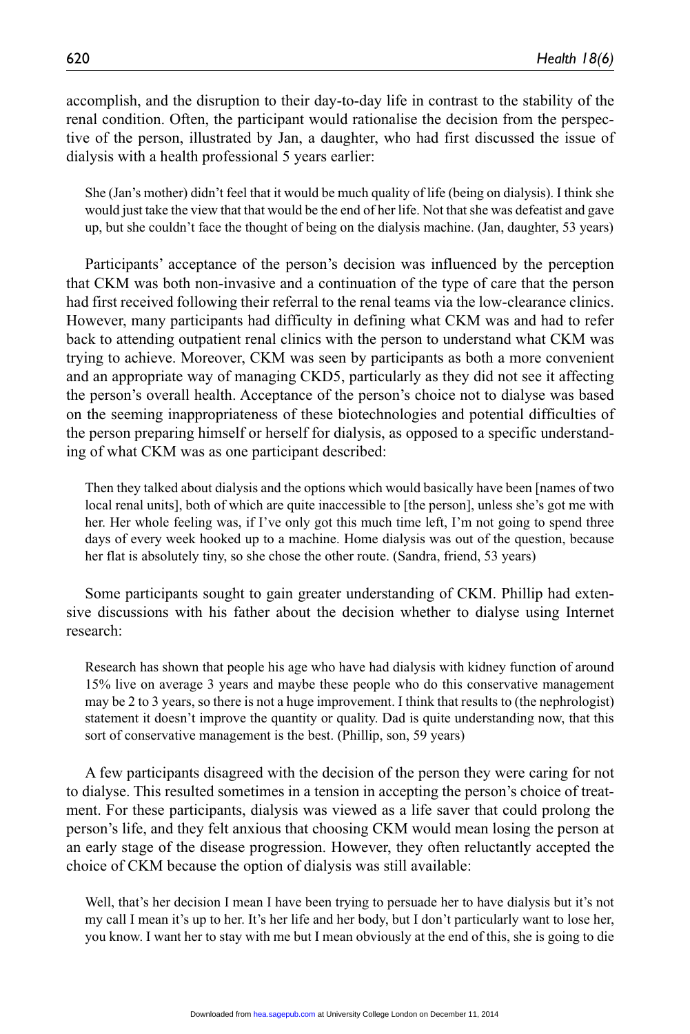accomplish, and the disruption to their day-to-day life in contrast to the stability of the renal condition. Often, the participant would rationalise the decision from the perspective of the person, illustrated by Jan, a daughter, who had first discussed the issue of dialysis with a health professional 5 years earlier:

> She (Jan's mother) didn't feel that it would be much quality of life (being on dialysis). I think she would just take the view that that would be the end of her life. Not that she was defeatist and gave up, but she couldn't face the thought of being on the dialysis machine. (Jan, daughter, 53 years)

Participants' acceptance of the person's decision was influenced by the perception that CKM was both non-invasive and a continuation of the type of care that the person had first received following their referral to the renal teams via the low-clearance clinics. However, many participants had difficulty in defining what CKM was and had to refer back to attending outpatient renal clinics with the person to understand what CKM was trying to achieve. Moreover, CKM was seen by participants as both a more convenient and an appropriate way of managing CKD5, particularly as they did not see it affecting the person's overall health. Acceptance of the person's choice not to dialyse was based on the seeming inappropriateness of these biotechnologies and potential difficulties of the person preparing himself or herself for dialysis, as opposed to a specific understanding of what CKM was as one participant described:

> Then they talked about dialysis and the options which would basically have been [names of two local renal units], both of which are quite inaccessible to [the person], unless she's got me with her. Her whole feeling was, if I've only got this much time left, I'm not going to spend three days of every week hooked up to a machine. Home dialysis was out of the question, because her flat is absolutely tiny, so she chose the other route. (Sandra, friend, 53 years)

Some participants sought to gain greater understanding of CKM. Phillip had extensive discussions with his father about the decision whether to dialyse using Internet research:

> Research has shown that people his age who have had dialysis with kidney function of around 15% live on average 3 years and maybe these people who do this conservative management may be 2 to 3 years, so there is not a huge improvement. I think that results to (the nephrologist) statement it doesn't improve the quantity or quality. Dad is quite understanding now, that this sort of conservative management is the best. (Phillip, son, 59 years)

A few participants disagreed with the decision of the person they were caring for not to dialyse. This resulted sometimes in a tension in accepting the person's choice of treatment. For these participants, dialysis was viewed as a life saver that could prolong the person's life, and they felt anxious that choosing CKM would mean losing the person at an early stage of the disease progression. However, they often reluctantly accepted the choice of CKM because the option of dialysis was still available:

> Well, that's her decision I mean I have been trying to persuade her to have dialysis but it's not my call I mean it's up to her. It's her life and her body, but I don't particularly want to lose her, you know. I want her to stay with me but I mean obviously at the end of this, she is going to die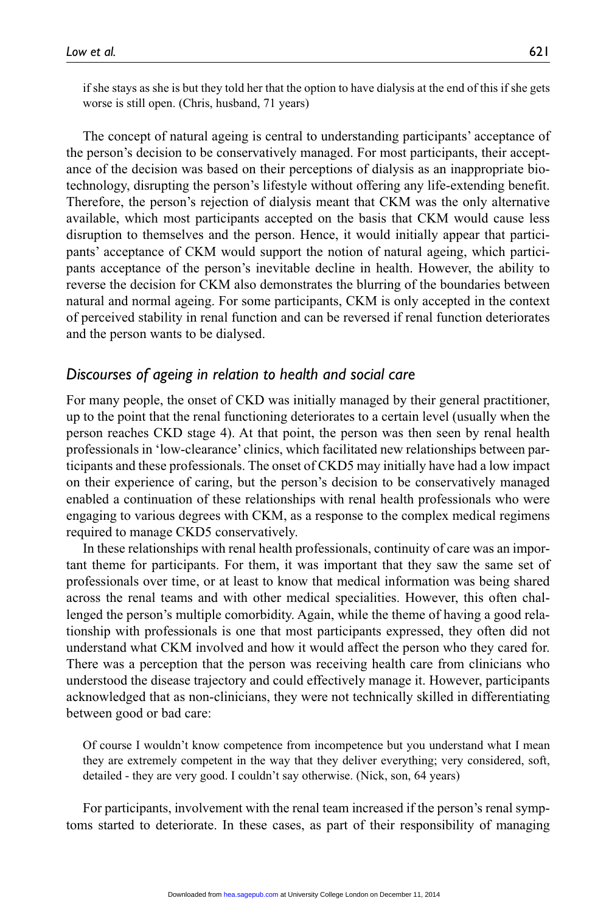> if she stays as she is but they told her that the option to have dialysis at the end of this if she gets worse is still open. (Chris, husband, 71 years)

The concept of natural ageing is central to understanding participants' acceptance of the person's decision to be conservatively managed. For most participants, their acceptance of the decision was based on their perceptions of dialysis as an inappropriate biotechnology, disrupting the person's lifestyle without offering any life-extending benefit. Therefore, the person's rejection of dialysis meant that CKM was the only alternative available, which most participants accepted on the basis that CKM would cause less disruption to themselves and the person. Hence, it would initially appear that participants' acceptance of CKM would support the notion of natural ageing, which participants acceptance of the person's inevitable decline in health. However, the ability to reverse the decision for CKM also demonstrates the blurring of the boundaries between natural and normal ageing. For some participants, CKM is only accepted in the context of perceived stability in renal function and can be reversed if renal function deteriorates and the person wants to be dialysed.

### *Discourses of ageing in relation to health and social care*

For many people, the onset of CKD was initially managed by their general practitioner, up to the point that the renal functioning deteriorates to a certain level (usually when the person reaches CKD stage 4). At that point, the person was then seen by renal health professionals in 'low-clearance' clinics, which facilitated new relationships between participants and these professionals. The onset of CKD5 may initially have had a low impact on their experience of caring, but the person's decision to be conservatively managed enabled a continuation of these relationships with renal health professionals who were engaging to various degrees with CKM, as a response to the complex medical regimens required to manage CKD5 conservatively.

In these relationships with renal health professionals, continuity of care was an important theme for participants. For them, it was important that they saw the same set of professionals over time, or at least to know that medical information was being shared across the renal teams and with other medical specialities. However, this often challenged the person's multiple comorbidity. Again, while the theme of having a good relationship with professionals is one that most participants expressed, they often did not understand what CKM involved and how it would affect the person who they cared for. There was a perception that the person was receiving health care from clinicians who understood the disease trajectory and could effectively manage it. However, participants acknowledged that as non-clinicians, they were not technically skilled in differentiating between good or bad care:

> Of course I wouldn't know competence from incompetence but you understand what I mean they are extremely competent in the way that they deliver everything; very considered, soft, detailed - they are very good. I couldn't say otherwise. (Nick, son, 64 years)

For participants, involvement with the renal team increased if the person's renal symptoms started to deteriorate. In these cases, as part of their responsibility of managing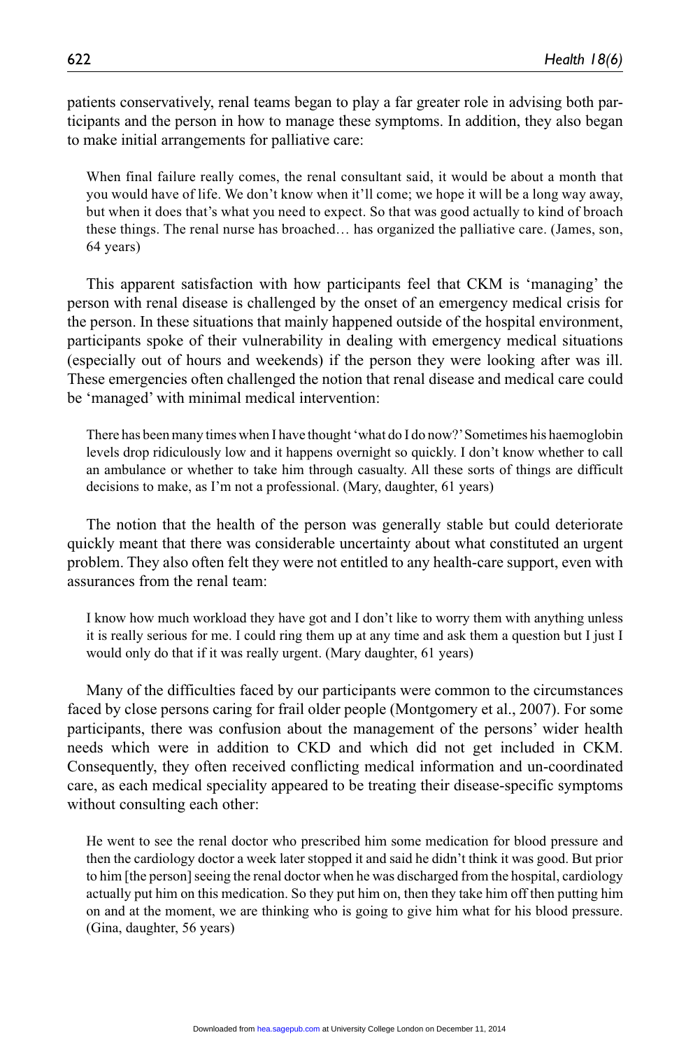patients conservatively, renal teams began to play a far greater role in advising both participants and the person in how to manage these symptoms. In addition, they also began to make initial arrangements for palliative care:

> When final failure really comes, the renal consultant said, it would be about a month that you would have of life. We don't know when it'll come; we hope it will be a long way away, but when it does that's what you need to expect. So that was good actually to kind of broach these things. The renal nurse has broached… has organized the palliative care. (James, son, 64 years)

This apparent satisfaction with how participants feel that CKM is 'managing' the person with renal disease is challenged by the onset of an emergency medical crisis for the person. In these situations that mainly happened outside of the hospital environment, participants spoke of their vulnerability in dealing with emergency medical situations (especially out of hours and weekends) if the person they were looking after was ill. These emergencies often challenged the notion that renal disease and medical care could be 'managed' with minimal medical intervention:

> There has been many times when I have thought 'what do I do now?' Sometimes his haemoglobin levels drop ridiculously low and it happens overnight so quickly. I don't know whether to call an ambulance or whether to take him through casualty. All these sorts of things are difficult decisions to make, as I'm not a professional. (Mary, daughter, 61 years)

The notion that the health of the person was generally stable but could deteriorate quickly meant that there was considerable uncertainty about what constituted an urgent problem. They also often felt they were not entitled to any health-care support, even with assurances from the renal team:

> I know how much workload they have got and I don't like to worry them with anything unless it is really serious for me. I could ring them up at any time and ask them a question but I just I would only do that if it was really urgent. (Mary daughter, 61 years)

Many of the difficulties faced by our participants were common to the circumstances faced by close persons caring for frail older people (Montgomery et al., 2007). For some participants, there was confusion about the management of the persons' wider health needs which were in addition to CKD and which did not get included in CKM. Consequently, they often received conflicting medical information and un-coordinated care, as each medical speciality appeared to be treating their disease-specific symptoms without consulting each other:

> He went to see the renal doctor who prescribed him some medication for blood pressure and then the cardiology doctor a week later stopped it and said he didn't think it was good. But prior to him [the person] seeing the renal doctor when he was discharged from the hospital, cardiology actually put him on this medication. So they put him on, then they take him off then putting him on and at the moment, we are thinking who is going to give him what for his blood pressure. (Gina, daughter, 56 years)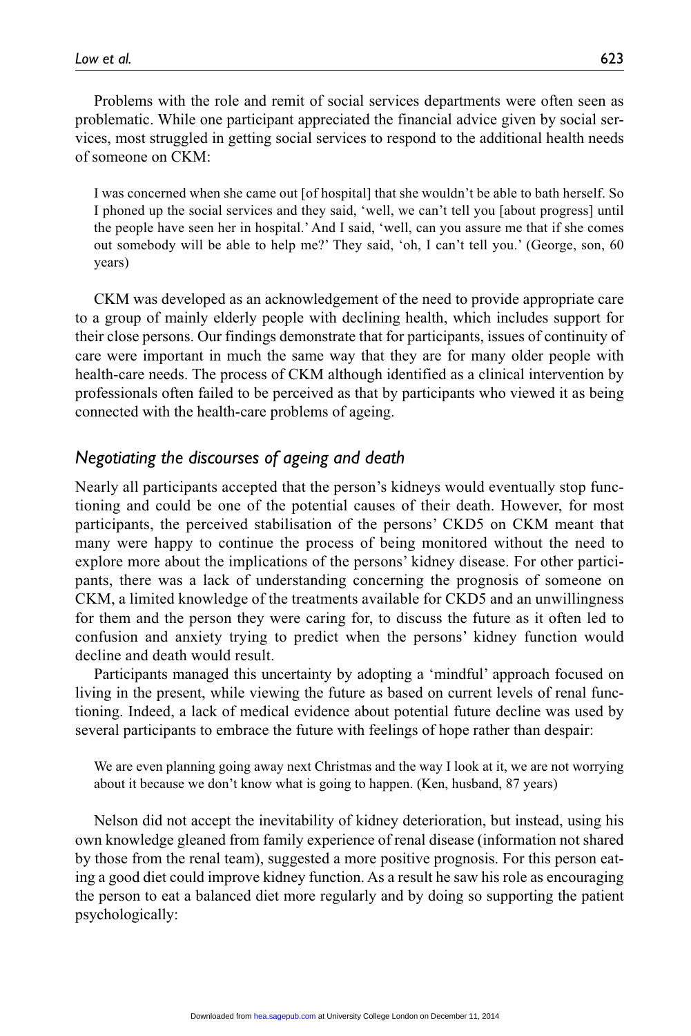Problems with the role and remit of social services departments were often seen as problematic. While one participant appreciated the financial advice given by social services, most struggled in getting social services to respond to the additional health needs of someone on CKM:

> I was concerned when she came out [of hospital] that she wouldn't be able to bath herself. So I phoned up the social services and they said, 'well, we can't tell you [about progress] until the people have seen her in hospital.' And I said, 'well, can you assure me that if she comes out somebody will be able to help me?' They said, 'oh, I can't tell you.' (George, son, 60 years)

CKM was developed as an acknowledgement of the need to provide appropriate care to a group of mainly elderly people with declining health, which includes support for their close persons. Our findings demonstrate that for participants, issues of continuity of care were important in much the same way that they are for many older people with health-care needs. The process of CKM although identified as a clinical intervention by professionals often failed to be perceived as that by participants who viewed it as being connected with the health-care problems of ageing.

## *Negotiating the discourses of ageing and death*

Nearly all participants accepted that the person's kidneys would eventually stop functioning and could be one of the potential causes of their death. However, for most participants, the perceived stabilisation of the persons' CKD5 on CKM meant that many were happy to continue the process of being monitored without the need to explore more about the implications of the persons' kidney disease. For other participants, there was a lack of understanding concerning the prognosis of someone on CKM, a limited knowledge of the treatments available for CKD5 and an unwillingness for them and the person they were caring for, to discuss the future as it often led to confusion and anxiety trying to predict when the persons' kidney function would decline and death would result.

Participants managed this uncertainty by adopting a 'mindful' approach focused on living in the present, while viewing the future as based on current levels of renal functioning. Indeed, a lack of medical evidence about potential future decline was used by several participants to embrace the future with feelings of hope rather than despair:

> We are even planning going away next Christmas and the way I look at it, we are not worrying about it because we don't know what is going to happen. (Ken, husband, 87 years)

Nelson did not accept the inevitability of kidney deterioration, but instead, using his own knowledge gleaned from family experience of renal disease (information not shared by those from the renal team), suggested a more positive prognosis. For this person eating a good diet could improve kidney function. As a result he saw his role as encouraging the person to eat a balanced diet more regularly and by doing so supporting the patient psychologically: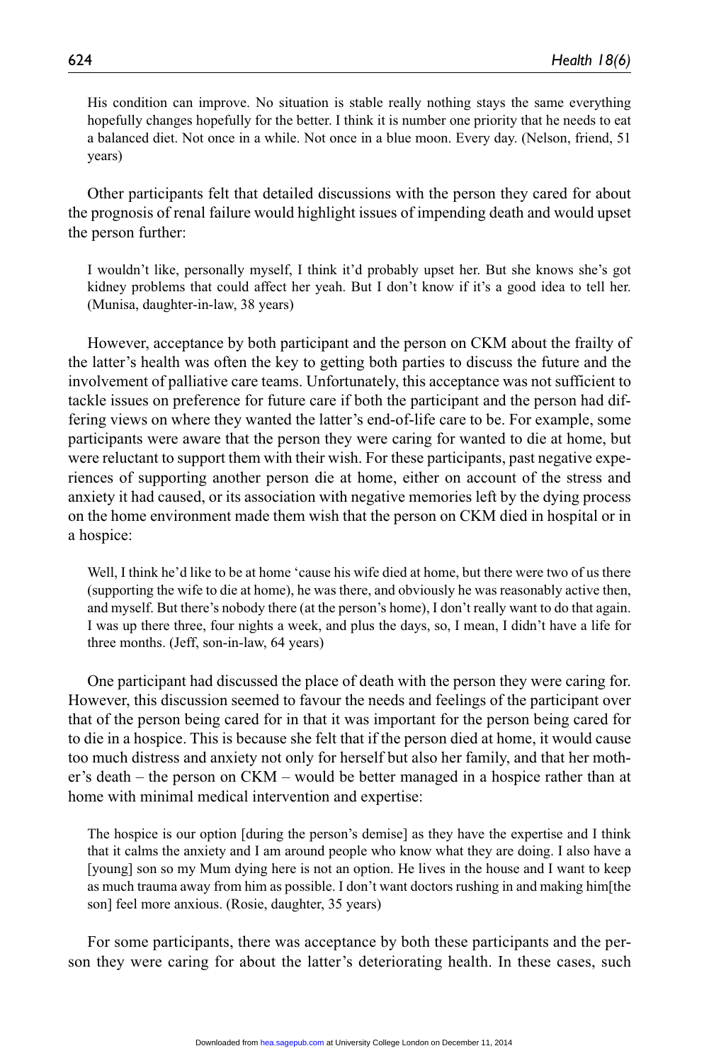> His condition can improve. No situation is stable really nothing stays the same everything hopefully changes hopefully for the better. I think it is number one priority that he needs to eat a balanced diet. Not once in a while. Not once in a blue moon. Every day. (Nelson, friend, 51 years)

Other participants felt that detailed discussions with the person they cared for about the prognosis of renal failure would highlight issues of impending death and would upset the person further:

> I wouldn't like, personally myself, I think it'd probably upset her. But she knows she's got kidney problems that could affect her yeah. But I don't know if it's a good idea to tell her. (Munisa, daughter-in-law, 38 years)

However, acceptance by both participant and the person on CKM about the frailty of the latter's health was often the key to getting both parties to discuss the future and the involvement of palliative care teams. Unfortunately, this acceptance was not sufficient to tackle issues on preference for future care if both the participant and the person had differing views on where they wanted the latter's end-of-life care to be. For example, some participants were aware that the person they were caring for wanted to die at home, but were reluctant to support them with their wish. For these participants, past negative experiences of supporting another person die at home, either on account of the stress and anxiety it had caused, or its association with negative memories left by the dying process on the home environment made them wish that the person on CKM died in hospital or in a hospice:

> Well, I think he'd like to be at home 'cause his wife died at home, but there were two of us there (supporting the wife to die at home), he was there, and obviously he was reasonably active then, and myself. But there's nobody there (at the person's home), I don't really want to do that again. I was up there three, four nights a week, and plus the days, so, I mean, I didn't have a life for three months. (Jeff, son-in-law, 64 years)

One participant had discussed the place of death with the person they were caring for. However, this discussion seemed to favour the needs and feelings of the participant over that of the person being cared for in that it was important for the person being cared for to die in a hospice. This is because she felt that if the person died at home, it would cause too much distress and anxiety not only for herself but also her family, and that her mother's death – the person on CKM – would be better managed in a hospice rather than at home with minimal medical intervention and expertise:

> The hospice is our option [during the person's demise] as they have the expertise and I think that it calms the anxiety and I am around people who know what they are doing. I also have a [young] son so my Mum dying here is not an option. He lives in the house and I want to keep as much trauma away from him as possible. I don't want doctors rushing in and making him[the son] feel more anxious. (Rosie, daughter, 35 years)

For some participants, there was acceptance by both these participants and the person they were caring for about the latter's deteriorating health. In these cases, such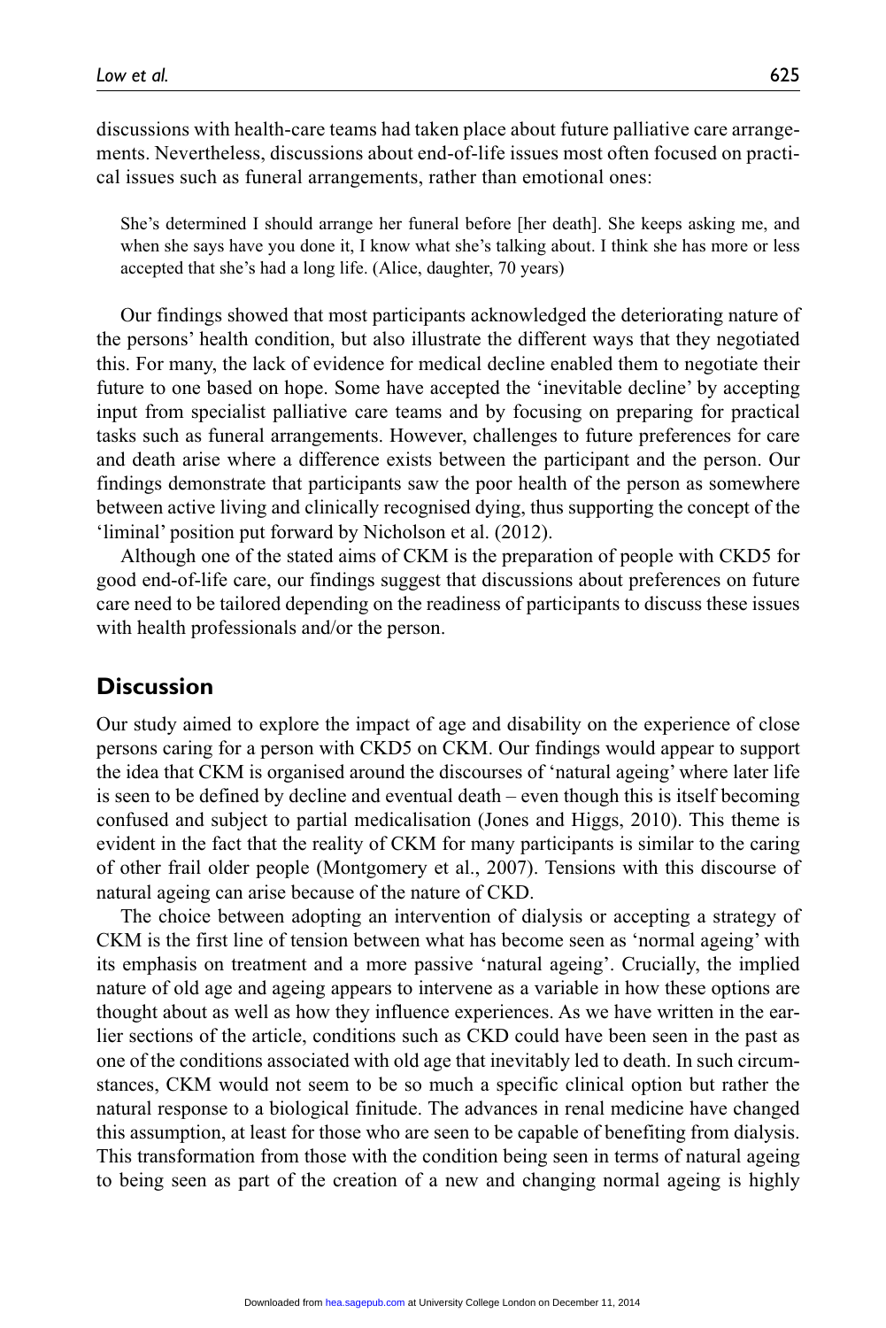discussions with health-care teams had taken place about future palliative care arrangements. Nevertheless, discussions about end-of-life issues most often focused on practical issues such as funeral arrangements, rather than emotional ones:

> She's determined I should arrange her funeral before [her death]. She keeps asking me, and when she says have you done it, I know what she's talking about. I think she has more or less accepted that she's had a long life. (Alice, daughter, 70 years)

Our findings showed that most participants acknowledged the deteriorating nature of the persons' health condition, but also illustrate the different ways that they negotiated this. For many, the lack of evidence for medical decline enabled them to negotiate their future to one based on hope. Some have accepted the 'inevitable decline' by accepting input from specialist palliative care teams and by focusing on preparing for practical tasks such as funeral arrangements. However, challenges to future preferences for care and death arise where a difference exists between the participant and the person. Our findings demonstrate that participants saw the poor health of the person as somewhere between active living and clinically recognised dying, thus supporting the concept of the 'liminal' position put forward by Nicholson et al. (2012).

Although one of the stated aims of CKM is the preparation of people with CKD5 for good end-of-life care, our findings suggest that discussions about preferences on future care need to be tailored depending on the readiness of participants to discuss these issues with health professionals and/or the person.

## Discussion

Our study aimed to explore the impact of age and disability on the experience of close persons caring for a person with CKD5 on CKM. Our findings would appear to support the idea that CKM is organised around the discourses of 'natural ageing' where later life is seen to be defined by decline and eventual death – even though this is itself becoming confused and subject to partial medicalisation (Jones and Higgs, 2010). This theme is evident in the fact that the reality of CKM for many participants is similar to the caring of other frail older people (Montgomery et al., 2007). Tensions with this discourse of natural ageing can arise because of the nature of CKD.

The choice between adopting an intervention of dialysis or accepting a strategy of CKM is the first line of tension between what has become seen as 'normal ageing' with its emphasis on treatment and a more passive 'natural ageing'. Crucially, the implied nature of old age and ageing appears to intervene as a variable in how these options are thought about as well as how they influence experiences. As we have written in the earlier sections of the article, conditions such as CKD could have been seen in the past as one of the conditions associated with old age that inevitably led to death. In such circumstances, CKM would not seem to be so much a specific clinical option but rather the natural response to a biological finitude. The advances in renal medicine have changed this assumption, at least for those who are seen to be capable of benefiting from dialysis. This transformation from those with the condition being seen in terms of natural ageing to being seen as part of the creation of a new and changing normal ageing is highly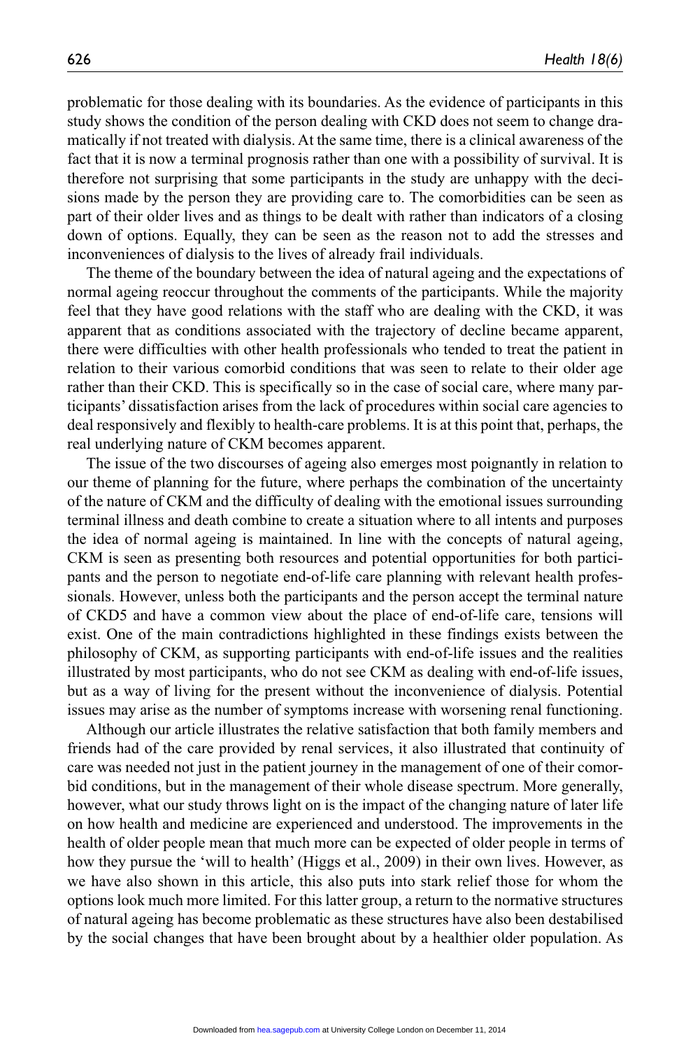problematic for those dealing with its boundaries. As the evidence of participants in this study shows the condition of the person dealing with CKD does not seem to change dramatically if not treated with dialysis. At the same time, there is a clinical awareness of the fact that it is now a terminal prognosis rather than one with a possibility of survival. It is therefore not surprising that some participants in the study are unhappy with the decisions made by the person they are providing care to. The comorbidities can be seen as part of their older lives and as things to be dealt with rather than indicators of a closing down of options. Equally, they can be seen as the reason not to add the stresses and inconveniences of dialysis to the lives of already frail individuals.

The theme of the boundary between the idea of natural ageing and the expectations of normal ageing reoccur throughout the comments of the participants. While the majority feel that they have good relations with the staff who are dealing with the CKD, it was apparent that as conditions associated with the trajectory of decline became apparent, there were difficulties with other health professionals who tended to treat the patient in relation to their various comorbid conditions that was seen to relate to their older age rather than their CKD. This is specifically so in the case of social care, where many participants' dissatisfaction arises from the lack of procedures within social care agencies to deal responsively and flexibly to health-care problems. It is at this point that, perhaps, the real underlying nature of CKM becomes apparent.

The issue of the two discourses of ageing also emerges most poignantly in relation to our theme of planning for the future, where perhaps the combination of the uncertainty of the nature of CKM and the difficulty of dealing with the emotional issues surrounding terminal illness and death combine to create a situation where to all intents and purposes the idea of normal ageing is maintained. In line with the concepts of natural ageing, CKM is seen as presenting both resources and potential opportunities for both participants and the person to negotiate end-of-life care planning with relevant health professionals. However, unless both the participants and the person accept the terminal nature of CKD5 and have a common view about the place of end-of-life care, tensions will exist. One of the main contradictions highlighted in these findings exists between the philosophy of CKM, as supporting participants with end-of-life issues and the realities illustrated by most participants, who do not see CKM as dealing with end-of-life issues, but as a way of living for the present without the inconvenience of dialysis. Potential issues may arise as the number of symptoms increase with worsening renal functioning.

Although our article illustrates the relative satisfaction that both family members and friends had of the care provided by renal services, it also illustrated that continuity of care was needed not just in the patient journey in the management of one of their comorbid conditions, but in the management of their whole disease spectrum. More generally, however, what our study throws light on is the impact of the changing nature of later life on how health and medicine are experienced and understood. The improvements in the health of older people mean that much more can be expected of older people in terms of how they pursue the 'will to health' (Higgs et al., 2009) in their own lives. However, as we have also shown in this article, this also puts into stark relief those for whom the options look much more limited. For this latter group, a return to the normative structures of natural ageing has become problematic as these structures have also been destabilised by the social changes that have been brought about by a healthier older population. As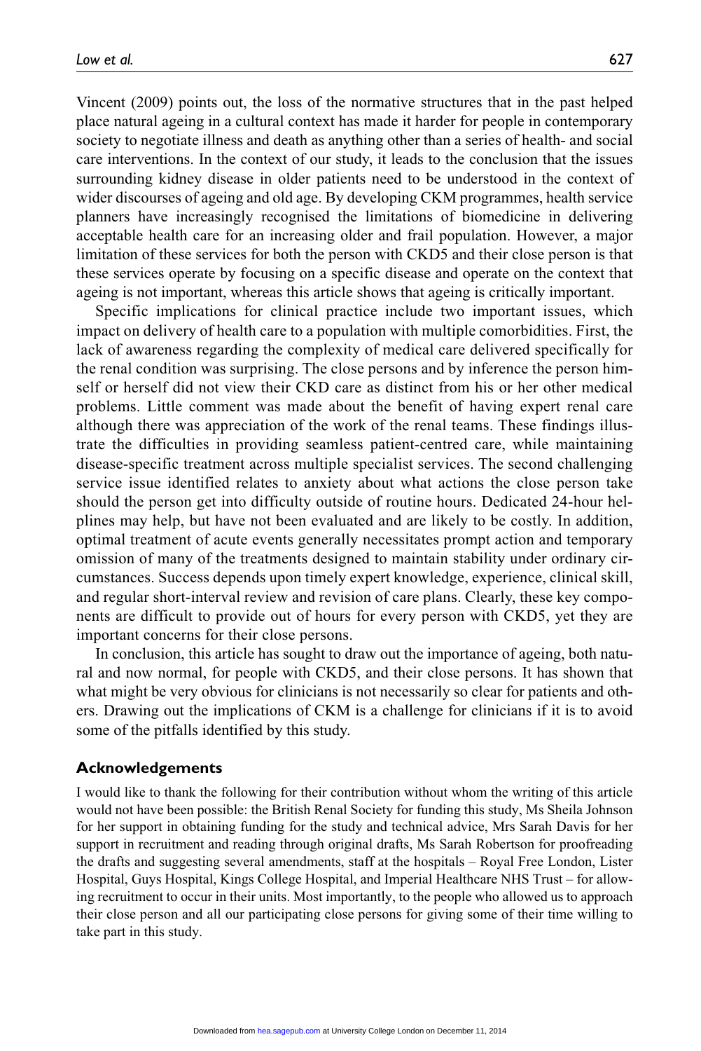Vincent (2009) points out, the loss of the normative structures that in the past helped place natural ageing in a cultural context has made it harder for people in contemporary society to negotiate illness and death as anything other than a series of health- and social care interventions. In the context of our study, it leads to the conclusion that the issues surrounding kidney disease in older patients need to be understood in the context of wider discourses of ageing and old age. By developing CKM programmes, health service planners have increasingly recognised the limitations of biomedicine in delivering acceptable health care for an increasing older and frail population. However, a major limitation of these services for both the person with CKD5 and their close person is that these services operate by focusing on a specific disease and operate on the context that ageing is not important, whereas this article shows that ageing is critically important.

Specific implications for clinical practice include two important issues, which impact on delivery of health care to a population with multiple comorbidities. First, the lack of awareness regarding the complexity of medical care delivered specifically for the renal condition was surprising. The close persons and by inference the person himself or herself did not view their CKD care as distinct from his or her other medical problems. Little comment was made about the benefit of having expert renal care although there was appreciation of the work of the renal teams. These findings illustrate the difficulties in providing seamless patient-centred care, while maintaining disease-specific treatment across multiple specialist services. The second challenging service issue identified relates to anxiety about what actions the close person take should the person get into difficulty outside of routine hours. Dedicated 24-hour helplines may help, but have not been evaluated and are likely to be costly. In addition, optimal treatment of acute events generally necessitates prompt action and temporary omission of many of the treatments designed to maintain stability under ordinary circumstances. Success depends upon timely expert knowledge, experience, clinical skill, and regular short-interval review and revision of care plans. Clearly, these key components are difficult to provide out of hours for every person with CKD5, yet they are important concerns for their close persons.

In conclusion, this article has sought to draw out the importance of ageing, both natural and now normal, for people with CKD5, and their close persons. It has shown that what might be very obvious for clinicians is not necessarily so clear for patients and others. Drawing out the implications of CKM is a challenge for clinicians if it is to avoid some of the pitfalls identified by this study.

## Acknowledgements

I would like to thank the following for their contribution without whom the writing of this article would not have been possible: the British Renal Society for funding this study, Ms Sheila Johnson for her support in obtaining funding for the study and technical advice, Mrs Sarah Davis for her support in recruitment and reading through original drafts, Ms Sarah Robertson for proofreading the drafts and suggesting several amendments, staff at the hospitals – Royal Free London, Lister Hospital, Guys Hospital, Kings College Hospital, and Imperial Healthcare NHS Trust – for allowing recruitment to occur in their units. Most importantly, to the people who allowed us to approach their close person and all our participating close persons for giving some of their time willing to take part in this study.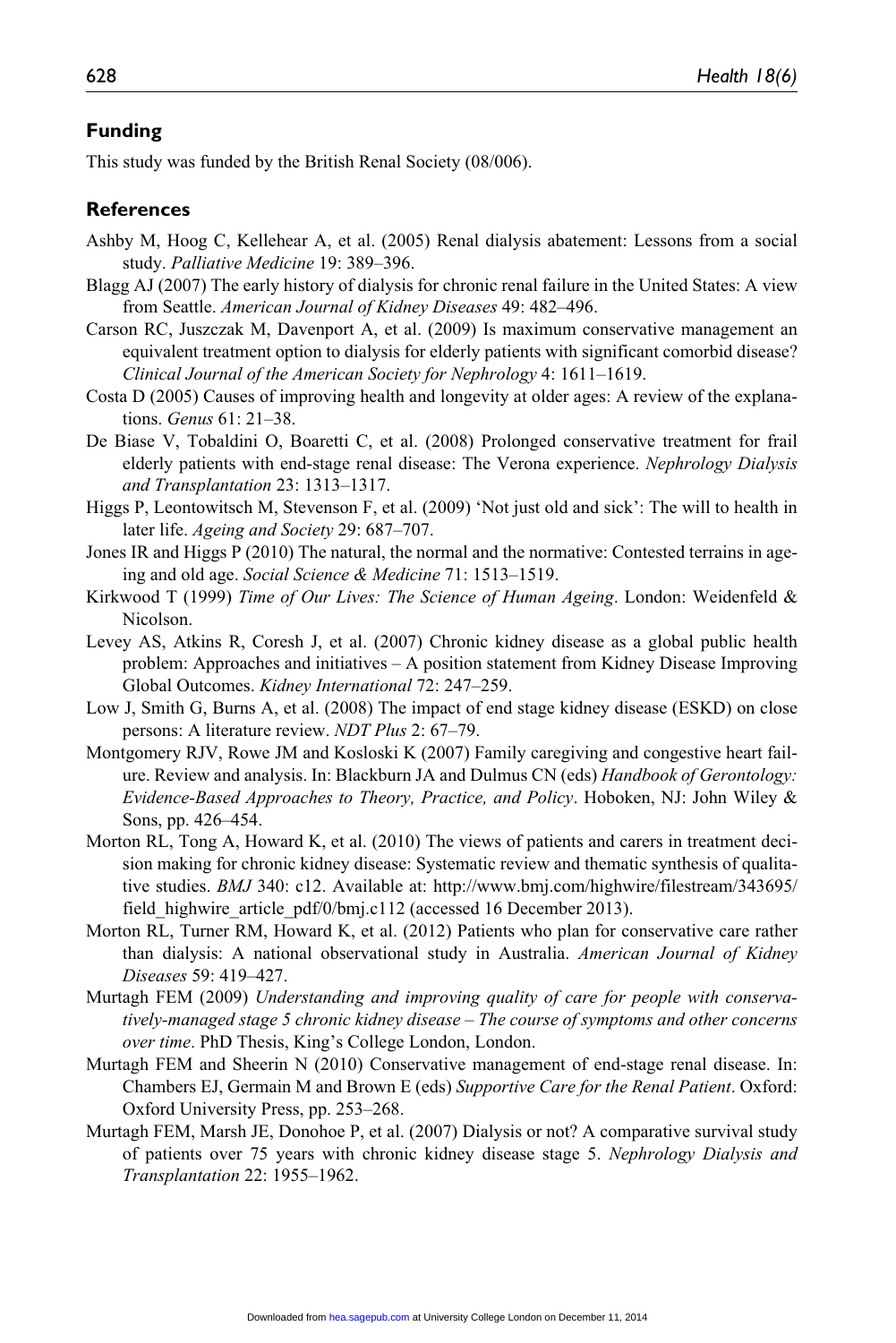## Funding

This study was funded by the British Renal Society (08/006).

## References

Ashby M, Hoog C, Kellehear A, et al. (2005) Renal dialysis abatement: Lessons from a social study. *Palliative Medicine* 19: 389–396.

Blagg AJ (2007) The early history of dialysis for chronic renal failure in the United States: A view from Seattle. *American Journal of Kidney Diseases* 49: 482–496.

Carson RC, Juszczak M, Davenport A, et al. (2009) Is maximum conservative management an equivalent treatment option to dialysis for elderly patients with significant comorbid disease? *Clinical Journal of the American Society for Nephrology* 4: 1611–1619.

Costa D (2005) Causes of improving health and longevity at older ages: A review of the explanations. *Genus* 61: 21–38.

De Biase V, Tobaldini O, Boaretti C, et al. (2008) Prolonged conservative treatment for frail elderly patients with end-stage renal disease: The Verona experience. *Nephrology Dialysis and Transplantation* 23: 1313–1317.

Higgs P, Leontowitsch M, Stevenson F, et al. (2009) 'Not just old and sick': The will to health in later life. *Ageing and Society* 29: 687–707.

Jones IR and Higgs P (2010) The natural, the normal and the normative: Contested terrains in ageing and old age. *Social Science & Medicine* 71: 1513–1519.

Kirkwood T (1999) *Time of Our Lives: The Science of Human Ageing*. London: Weidenfeld & Nicolson.

Levey AS, Atkins R, Coresh J, et al. (2007) Chronic kidney disease as a global public health problem: Approaches and initiatives – A position statement from Kidney Disease Improving Global Outcomes. *Kidney International* 72: 247–259.

Low J, Smith G, Burns A, et al. (2008) The impact of end stage kidney disease (ESKD) on close persons: A literature review. *NDT Plus* 2: 67–79.

Montgomery RJV, Rowe JM and Kosloski K (2007) Family caregiving and congestive heart failure. Review and analysis. In: Blackburn JA and Dulmus CN (eds) *Handbook of Gerontology: Evidence-Based Approaches to Theory, Practice, and Policy*. Hoboken, NJ: John Wiley & Sons, pp. 426–454.

Morton RL, Tong A, Howard K, et al. (2010) The views of patients and carers in treatment decision making for chronic kidney disease: Systematic review and thematic synthesis of qualitative studies. *BMJ* 340: c12. Available at: http://www.bmj.com/highwire/filestream/343695/field_highwire_article_pdf/0/bmj.c112 (accessed 16 December 2013).

Morton RL, Turner RM, Howard K, et al. (2012) Patients who plan for conservative care rather than dialysis: A national observational study in Australia. *American Journal of Kidney Diseases* 59: 419–427.

Murtagh FEM (2009) *Understanding and improving quality of care for people with conservatively-managed stage 5 chronic kidney disease – The course of symptoms and other concerns over time*. PhD Thesis, King's College London, London.

Murtagh FEM and Sheerin N (2010) Conservative management of end-stage renal disease. In: Chambers EJ, Germain M and Brown E (eds) *Supportive Care for the Renal Patient*. Oxford: Oxford University Press, pp. 253–268.

Murtagh FEM, Marsh JE, Donohoe P, et al. (2007) Dialysis or not? A comparative survival study of patients over 75 years with chronic kidney disease stage 5. *Nephrology Dialysis and Transplantation* 22: 1955–1962.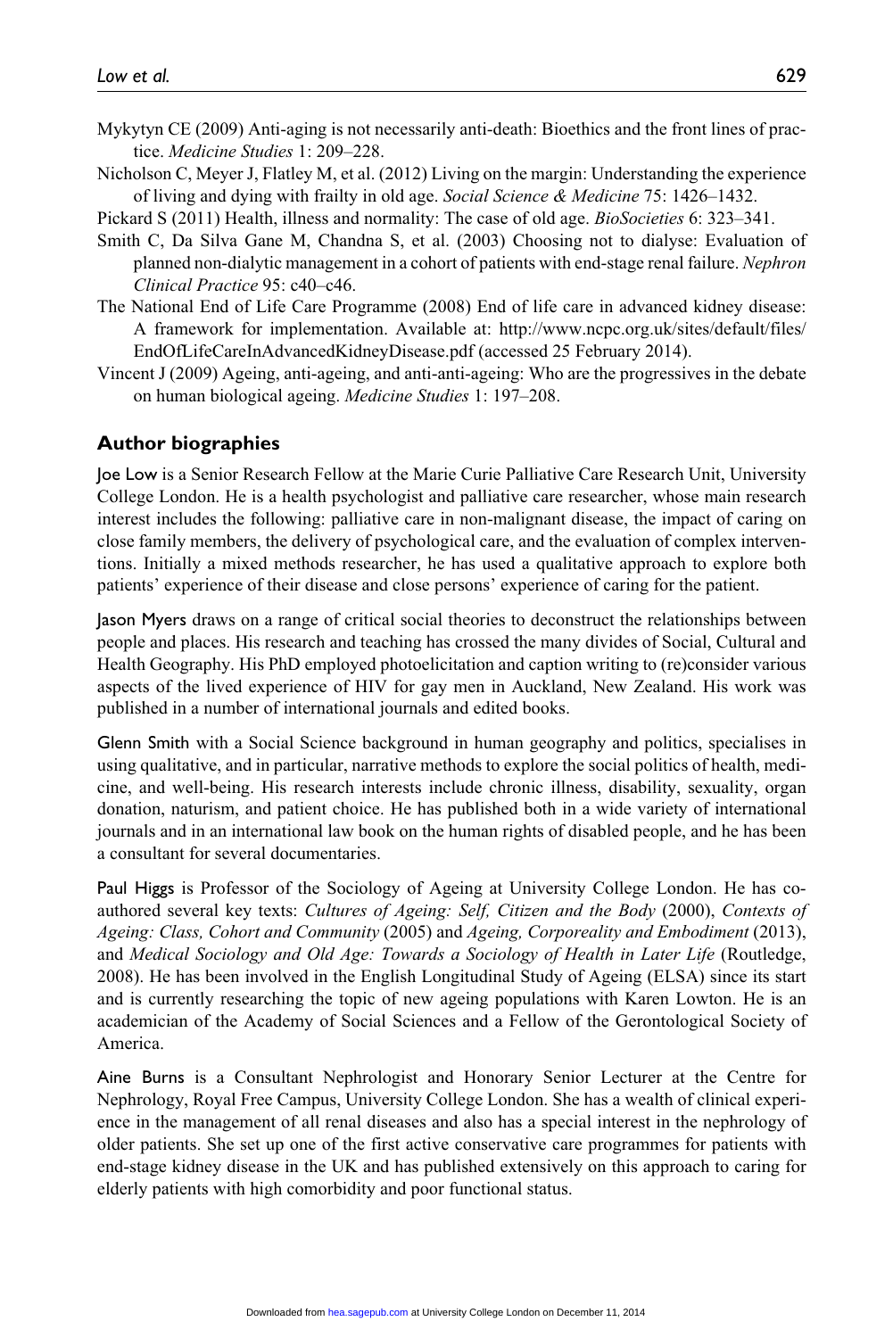Mykytyn CE (2009) Anti-aging is not necessarily anti-death: Bioethics and the front lines of practice. *Medicine Studies* 1: 209–228.

Nicholson C, Meyer J, Flatley M, et al. (2012) Living on the margin: Understanding the experience of living and dying with frailty in old age. *Social Science & Medicine* 75: 1426–1432.

Pickard S (2011) Health, illness and normality: The case of old age. *BioSocieties* 6: 323–341.

Smith C, Da Silva Gane M, Chandna S, et al. (2003) Choosing not to dialyse: Evaluation of planned non-dialytic management in a cohort of patients with end-stage renal failure. *Nephron Clinical Practice* 95: c40–c46.

The National End of Life Care Programme (2008) End of life care in advanced kidney disease: A framework for implementation. Available at: http://www.ncpc.org.uk/sites/default/files/EndOfLifeCareInAdvancedKidneyDisease.pdf (accessed 25 February 2014).

Vincent J (2009) Ageing, anti-ageing, and anti-anti-ageing: Who are the progressives in the debate on human biological ageing. *Medicine Studies* 1: 197–208.

## Author biographies

**Joe Low** is a Senior Research Fellow at the Marie Curie Palliative Care Research Unit, University College London. He is a health psychologist and palliative care researcher, whose main research interest includes the following: palliative care in non-malignant disease, the impact of caring on close family members, the delivery of psychological care, and the evaluation of complex interventions. Initially a mixed methods researcher, he has used a qualitative approach to explore both patients' experience of their disease and close persons' experience of caring for the patient.

**Jason Myers** draws on a range of critical social theories to deconstruct the relationships between people and places. His research and teaching has crossed the many divides of Social, Cultural and Health Geography. His PhD employed photoelicitation and caption writing to (re)consider various aspects of the lived experience of HIV for gay men in Auckland, New Zealand. His work was published in a number of international journals and edited books.

**Glenn Smith** with a Social Science background in human geography and politics, specialises in using qualitative, and in particular, narrative methods to explore the social politics of health, medicine, and well-being. His research interests include chronic illness, disability, sexuality, organ donation, naturism, and patient choice. He has published both in a wide variety of international journals and in an international law book on the human rights of disabled people, and he has been a consultant for several documentaries.

**Paul Higgs** is Professor of the Sociology of Ageing at University College London. He has co-authored several key texts: *Cultures of Ageing: Self, Citizen and the Body* (2000), *Contexts of Ageing: Class, Cohort and Community* (2005) and *Ageing, Corporeality and Embodiment* (2013), and *Medical Sociology and Old Age: Towards a Sociology of Health in Later Life* (Routledge, 2008). He has been involved in the English Longitudinal Study of Ageing (ELSA) since its start and is currently researching the topic of new ageing populations with Karen Lowton. He is an academician of the Academy of Social Sciences and a Fellow of the Gerontological Society of America.

**Aine Burns** is a Consultant Nephrologist and Honorary Senior Lecturer at the Centre for Nephrology, Royal Free Campus, University College London. She has a wealth of clinical experience in the management of all renal diseases and also has a special interest in the nephrology of older patients. She set up one of the first active conservative care programmes for patients with end-stage kidney disease in the UK and has published extensively on this approach to caring for elderly patients with high comorbidity and poor functional status.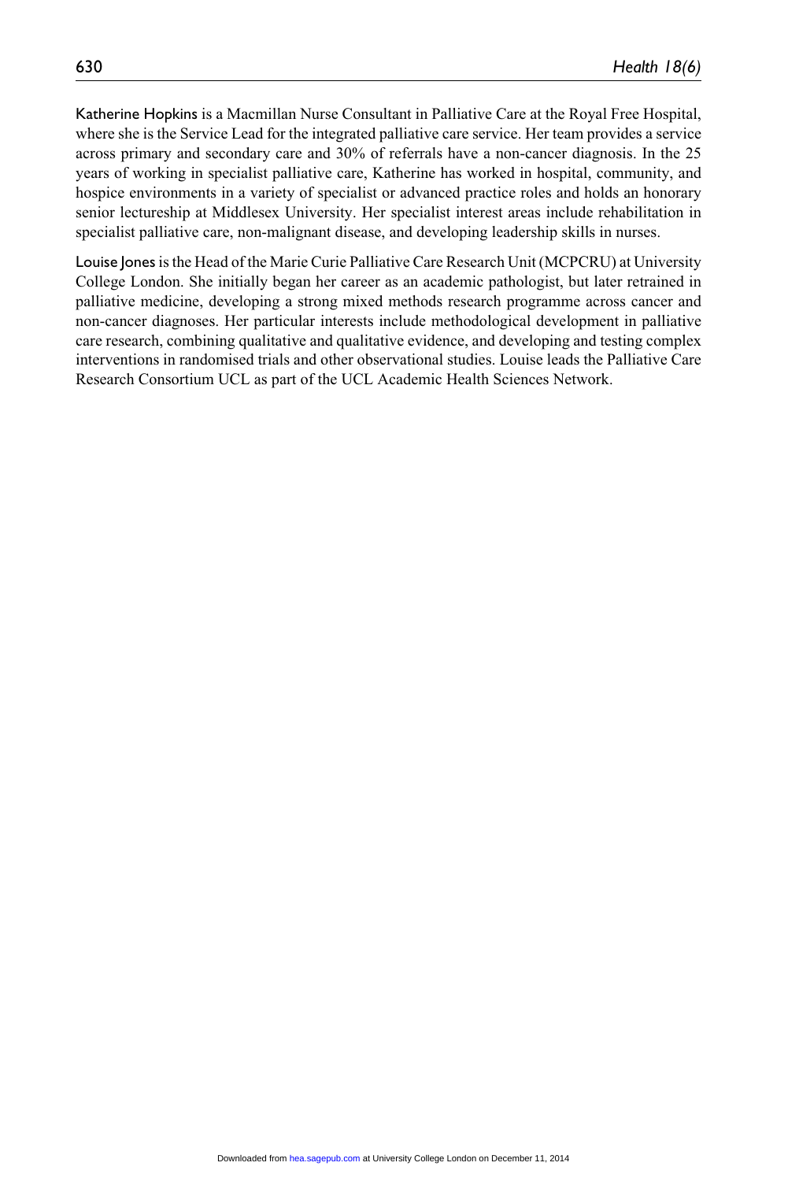Katherine Hopkins is a Macmillan Nurse Consultant in Palliative Care at the Royal Free Hospital, where she is the Service Lead for the integrated palliative care service. Her team provides a service across primary and secondary care and 30% of referrals have a non-cancer diagnosis. In the 25 years of working in specialist palliative care, Katherine has worked in hospital, community, and hospice environments in a variety of specialist or advanced practice roles and holds an honorary senior lectureship at Middlesex University. Her specialist interest areas include rehabilitation in specialist palliative care, non-malignant disease, and developing leadership skills in nurses.

Louise Jones is the Head of the Marie Curie Palliative Care Research Unit (MCPCRU) at University College London. She initially began her career as an academic pathologist, but later retrained in palliative medicine, developing a strong mixed methods research programme across cancer and non-cancer diagnoses. Her particular interests include methodological development in palliative care research, combining qualitative and qualitative evidence, and developing and testing complex interventions in randomised trials and other observational studies. Louise leads the Palliative Care Research Consortium UCL as part of the UCL Academic Health Sciences Network.